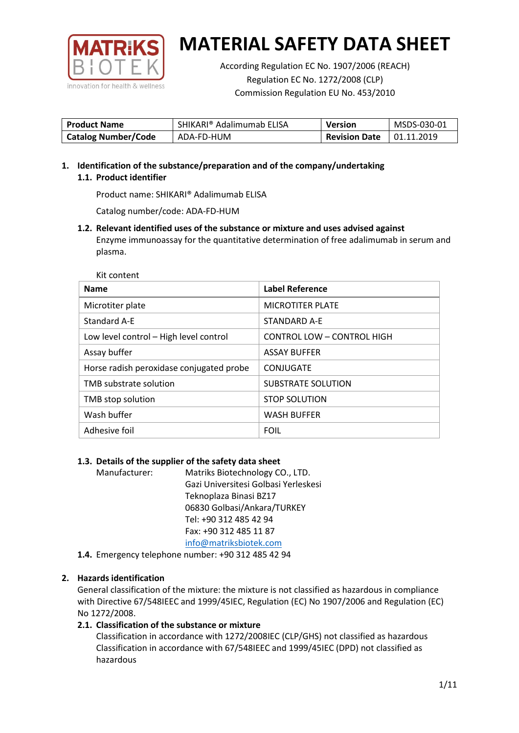# MATERIAL SAFETY DATA SHEET

According Regulation EC No. 1907/2006 (REACH)
Regulation EC No. 1272/2008 (CLP)
Commission Regulation EU No. 453/2010

| **Product Name** | SHIKARI® Adalimumab ELISA | **Version** | MSDS-030-01 |
|---|---|---|---|
| **Catalog Number/Code** | ADA-FD-HUM | **Revision Date** | 01.11.2019 |

## 1. Identification of the substance/preparation and of the company/undertaking

### 1.1. Product identifier

Product name: SHIKARI® Adalimumab ELISA

Catalog number/code: ADA-FD-HUM

### 1.2. Relevant identified uses of the substance or mixture and uses advised against

Enzyme immunoassay for the quantitative determination of free adalimumab in serum and plasma.

Kit content

| **Name** | **Label Reference** |
|---|---|
| Microtiter plate | MICROTITER PLATE |
| Standard A-E | STANDARD A-E |
| Low level control – High level control | CONTROL LOW – CONTROL HIGH |
| Assay buffer | ASSAY BUFFER |
| Horse radish peroxidase conjugated probe | CONJUGATE |
| TMB substrate solution | SUBSTRATE SOLUTION |
| TMB stop solution | STOP SOLUTION |
| Wash buffer | WASH BUFFER |
| Adhesive foil | FOIL |

### 1.3. Details of the supplier of the safety data sheet

Manufacturer: Matriks Biotechnology CO., LTD.
Gazi Universitesi Golbasi Yerleskesi
Teknoplaza Binasi BZ17
06830 Golbasi/Ankara/TURKEY
Tel: +90 312 485 42 94
Fax: +90 312 485 11 87
info@matriksbiotek.com

### 1.4. Emergency telephone number: +90 312 485 42 94

## 2. Hazards identification

General classification of the mixture: the mixture is not classified as hazardous in compliance with Directive 67/548IEEC and 1999/45IEC, Regulation (EC) No 1907/2006 and Regulation (EC) No 1272/2008.

### 2.1. Classification of the substance or mixture

Classification in accordance with 1272/2008IEC (CLP/GHS) not classified as hazardous
Classification in accordance with 67/548IEEC and 1999/45IEC (DPD) not classified as hazardous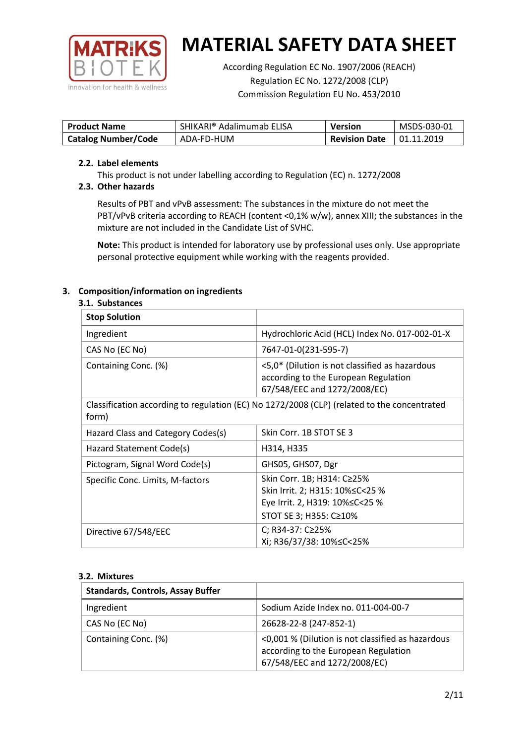# MATERIAL SAFETY DATA SHEET

According Regulation EC No. 1907/2006 (REACH)
Regulation EC No. 1272/2008 (CLP)
Commission Regulation EU No. 453/2010

| **Product Name** | SHIKARI® Adalimumab ELISA | **Version** | MSDS-030-01 |
|---|---|---|---|
| **Catalog Number/Code** | ADA-FD-HUM | **Revision Date** | 01.11.2019 |

### 2.2. Label elements

This product is not under labelling according to Regulation (EC) n. 1272/2008

### 2.3. Other hazards

Results of PBT and vPvB assessment: The substances in the mixture do not meet the PBT/vPvB criteria according to REACH (content <0,1% w/w), annex XIII; the substances in the mixture are not included in the Candidate List of SVHC.

**Note:** This product is intended for laboratory use by professional uses only. Use appropriate personal protective equipment while working with the reagents provided.

## 3. Composition/information on ingredients

### 3.1. Substances

| **Stop Solution** | |
|---|---|
| Ingredient | Hydrochloric Acid (HCL) Index No. 017-002-01-X |
| CAS No (EC No) | 7647-01-0(231-595-7) |
| Containing Conc. (%) | <5,0* (Dilution is not classified as hazardous according to the European Regulation 67/548/EEC and 1272/2008/EC) |
| Classification according to regulation (EC) No 1272/2008 (CLP) (related to the concentrated form) | |
| Hazard Class and Category Codes(s) | Skin Corr. 1B STOT SE 3 |
| Hazard Statement Code(s) | H314, H335 |
| Pictogram, Signal Word Code(s) | GHS05, GHS07, Dgr |
| Specific Conc. Limits, M-factors | Skin Corr. 1B; H314: C≥25%<br>Skin Irrit. 2; H315: 10%≤C<25 %<br>Eye Irrit. 2, H319: 10%≤C<25 %<br>STOT SE 3; H355: C≥10% |
| Directive 67/548/EEC | C; R34-37: C≥25%<br>Xi; R36/37/38: 10%≤C<25% |

### 3.2. Mixtures

| **Standards, Controls, Assay Buffer** | |
|---|---|
| Ingredient | Sodium Azide Index no. 011-004-00-7 |
| CAS No (EC No) | 26628-22-8 (247-852-1) |
| Containing Conc. (%) | <0,001 % (Dilution is not classified as hazardous according to the European Regulation 67/548/EEC and 1272/2008/EC) |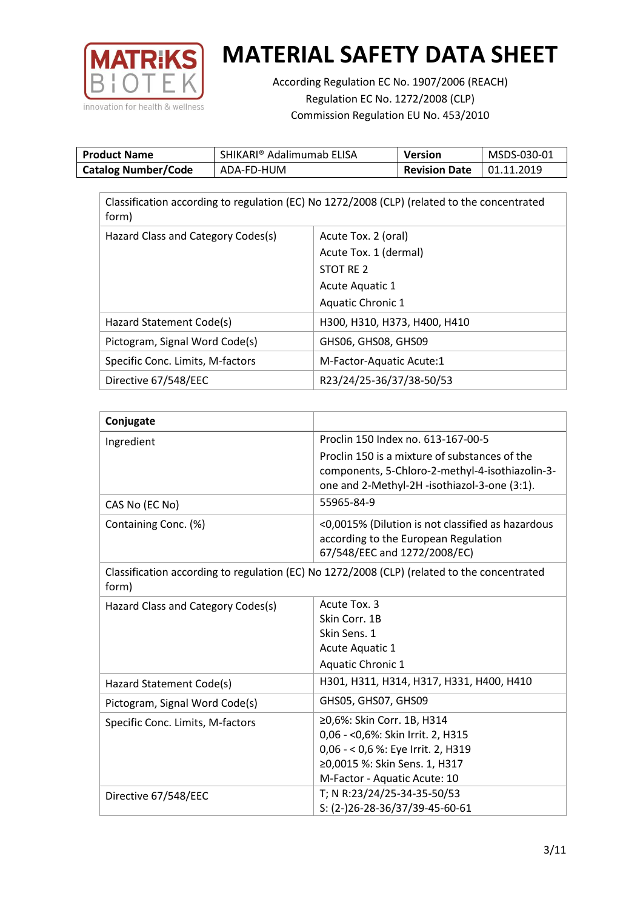# MATERIAL SAFETY DATA SHEET

According Regulation EC No. 1907/2006 (REACH)
Regulation EC No. 1272/2008 (CLP)
Commission Regulation EU No. 453/2010

| **Product Name** | SHIKARI® Adalimumab ELISA | **Version** | MSDS-030-01 |
|---|---|---|---|
| **Catalog Number/Code** | ADA-FD-HUM | **Revision Date** | 01.11.2019 |

| Classification according to regulation (EC) No 1272/2008 (CLP) (related to the concentrated form) | |
|---|---|
| Hazard Class and Category Codes(s) | Acute Tox. 2 (oral)<br>Acute Tox. 1 (dermal)<br>STOT RE 2<br>Acute Aquatic 1<br>Aquatic Chronic 1 |
| Hazard Statement Code(s) | H300, H310, H373, H400, H410 |
| Pictogram, Signal Word Code(s) | GHS06, GHS08, GHS09 |
| Specific Conc. Limits, M-factors | M-Factor-Aquatic Acute:1 |
| Directive 67/548/EEC | R23/24/25-36/37/38-50/53 |

| **Conjugate** | |
|---|---|
| Ingredient | Proclin 150 Index no. 613-167-00-5<br>Proclin 150 is a mixture of substances of the components, 5-Chloro-2-methyl-4-isothiazolin-3-one and 2-Methyl-2H -isothiazol-3-one (3:1). |
| CAS No (EC No) | 55965-84-9 |
| Containing Conc. (%) | <0,0015% (Dilution is not classified as hazardous according to the European Regulation 67/548/EEC and 1272/2008/EC) |
| Classification according to regulation (EC) No 1272/2008 (CLP) (related to the concentrated form) | |
| Hazard Class and Category Codes(s) | Acute Tox. 3<br>Skin Corr. 1B<br>Skin Sens. 1<br>Acute Aquatic 1<br>Aquatic Chronic 1 |
| Hazard Statement Code(s) | H301, H311, H314, H317, H331, H400, H410 |
| Pictogram, Signal Word Code(s) | GHS05, GHS07, GHS09 |
| Specific Conc. Limits, M-factors | ≥0,6%: Skin Corr. 1B, H314<br>0,06 - <0,6%: Skin Irrit. 2, H315<br>0,06 - < 0,6 %: Eye Irrit. 2, H319<br>≥0,0015 %: Skin Sens. 1, H317<br>M-Factor - Aquatic Acute: 10 |
| Directive 67/548/EEC | T; N R:23/24/25-34-35-50/53<br>S: (2-)26-28-36/37/39-45-60-61 |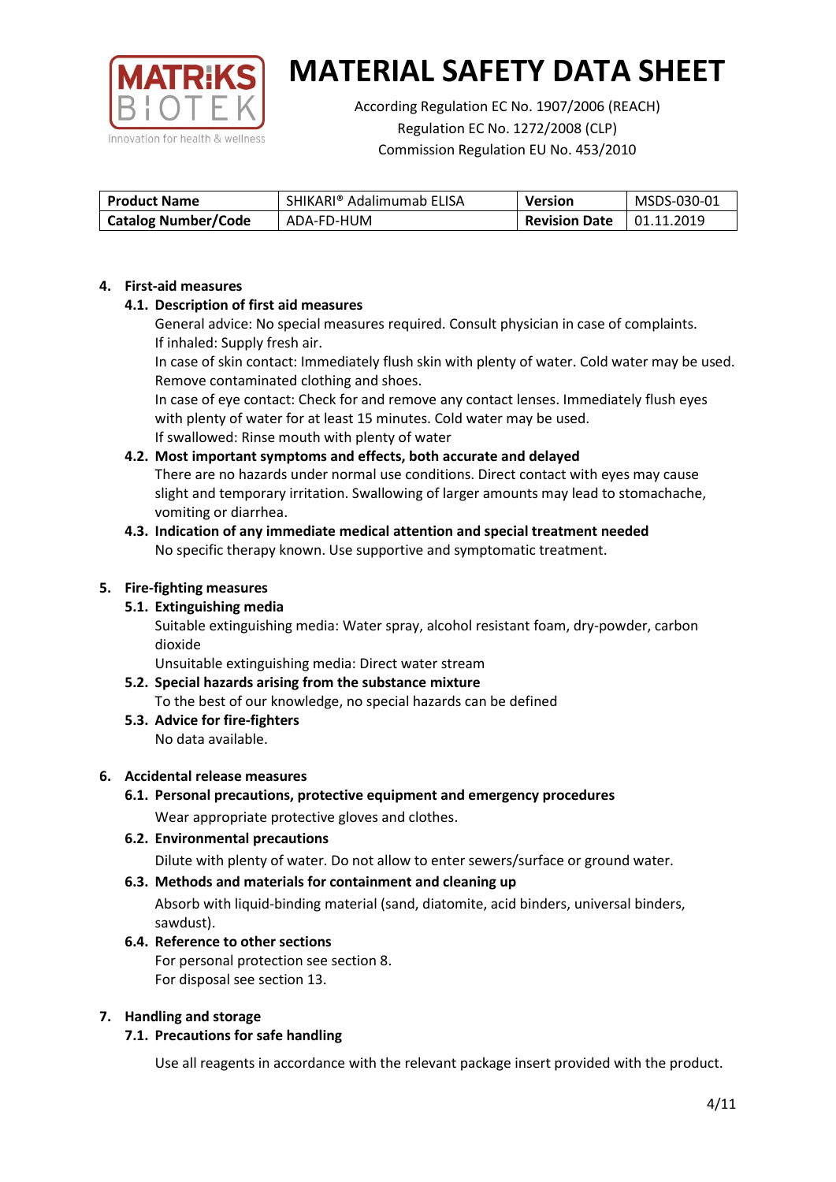# MATERIAL SAFETY DATA SHEET

According Regulation EC No. 1907/2006 (REACH)
Regulation EC No. 1272/2008 (CLP)
Commission Regulation EU No. 453/2010

| **Product Name** | SHIKARI® Adalimumab ELISA | **Version** | MSDS-030-01 |
|---|---|---|---|
| **Catalog Number/Code** | ADA-FD-HUM | **Revision Date** | 01.11.2019 |

## 4. First-aid measures

### 4.1. Description of first aid measures

General advice: No special measures required. Consult physician in case of complaints.
If inhaled: Supply fresh air.
In case of skin contact: Immediately flush skin with plenty of water. Cold water may be used. Remove contaminated clothing and shoes.
In case of eye contact: Check for and remove any contact lenses. Immediately flush eyes with plenty of water for at least 15 minutes. Cold water may be used.
If swallowed: Rinse mouth with plenty of water

### 4.2. Most important symptoms and effects, both accurate and delayed

There are no hazards under normal use conditions. Direct contact with eyes may cause slight and temporary irritation. Swallowing of larger amounts may lead to stomachache, vomiting or diarrhea.

### 4.3. Indication of any immediate medical attention and special treatment needed

No specific therapy known. Use supportive and symptomatic treatment.

## 5. Fire-fighting measures

### 5.1. Extinguishing media

Suitable extinguishing media: Water spray, alcohol resistant foam, dry-powder, carbon dioxide
Unsuitable extinguishing media: Direct water stream

### 5.2. Special hazards arising from the substance mixture

To the best of our knowledge, no special hazards can be defined

### 5.3. Advice for fire-fighters

No data available.

## 6. Accidental release measures

### 6.1. Personal precautions, protective equipment and emergency procedures

Wear appropriate protective gloves and clothes.

### 6.2. Environmental precautions

Dilute with plenty of water. Do not allow to enter sewers/surface or ground water.

### 6.3. Methods and materials for containment and cleaning up

Absorb with liquid-binding material (sand, diatomite, acid binders, universal binders, sawdust).

### 6.4. Reference to other sections

For personal protection see section 8.
For disposal see section 13.

## 7. Handling and storage

### 7.1. Precautions for safe handling

Use all reagents in accordance with the relevant package insert provided with the product.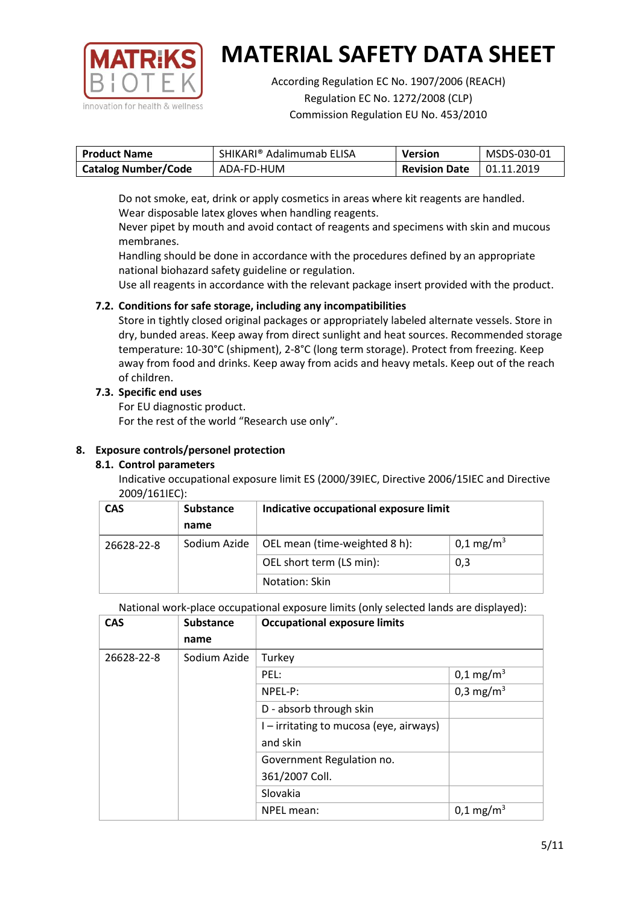Do not smoke, eat, drink or apply cosmetics in areas where kit reagents are handled.
Wear disposable latex gloves when handling reagents.
Never pipet by mouth and avoid contact of reagents and specimens with skin and mucous membranes.
Handling should be done in accordance with the procedures defined by an appropriate national biohazard safety guideline or regulation.
Use all reagents in accordance with the relevant package insert provided with the product.

### 7.2. Conditions for safe storage, including any incompatibilities

Store in tightly closed original packages or appropriately labeled alternate vessels. Store in dry, bunded areas. Keep away from direct sunlight and heat sources. Recommended storage temperature: 10-30°C (shipment), 2-8°C (long term storage). Protect from freezing. Keep away from food and drinks. Keep away from acids and heavy metals. Keep out of the reach of children.

### 7.3. Specific end uses

For EU diagnostic product.
For the rest of the world "Research use only".

## 8. Exposure controls/personel protection

### 8.1. Control parameters

Indicative occupational exposure limit ES (2000/39IEC, Directive 2006/15IEC and Directive 2009/161IEC):

| CAS | Substance name | Indicative occupational exposure limit | |
|---|---|---|---|
| 26628-22-8 | Sodium Azide | OEL mean (time-weighted 8 h): | 0,1 mg/m$^3$ |
| | | OEL short term (LS min): | 0,3 |
| | | Notation: Skin | |

National work-place occupational exposure limits (only selected lands are displayed):

| CAS | Substance name | Occupational exposure limits | |
|---|---|---|---|
| 26628-22-8 | Sodium Azide | Turkey | |
| | | PEL: | 0,1 mg/m$^3$ |
| | | NPEL-P: | 0,3 mg/m$^3$ |
| | | D - absorb through skin | |
| | | I – irritating to mucosa (eye, airways) and skin | |
| | | Government Regulation no. 361/2007 Coll. | |
| | | Slovakia | |
| | | NPEL mean: | 0,1 mg/m$^3$ |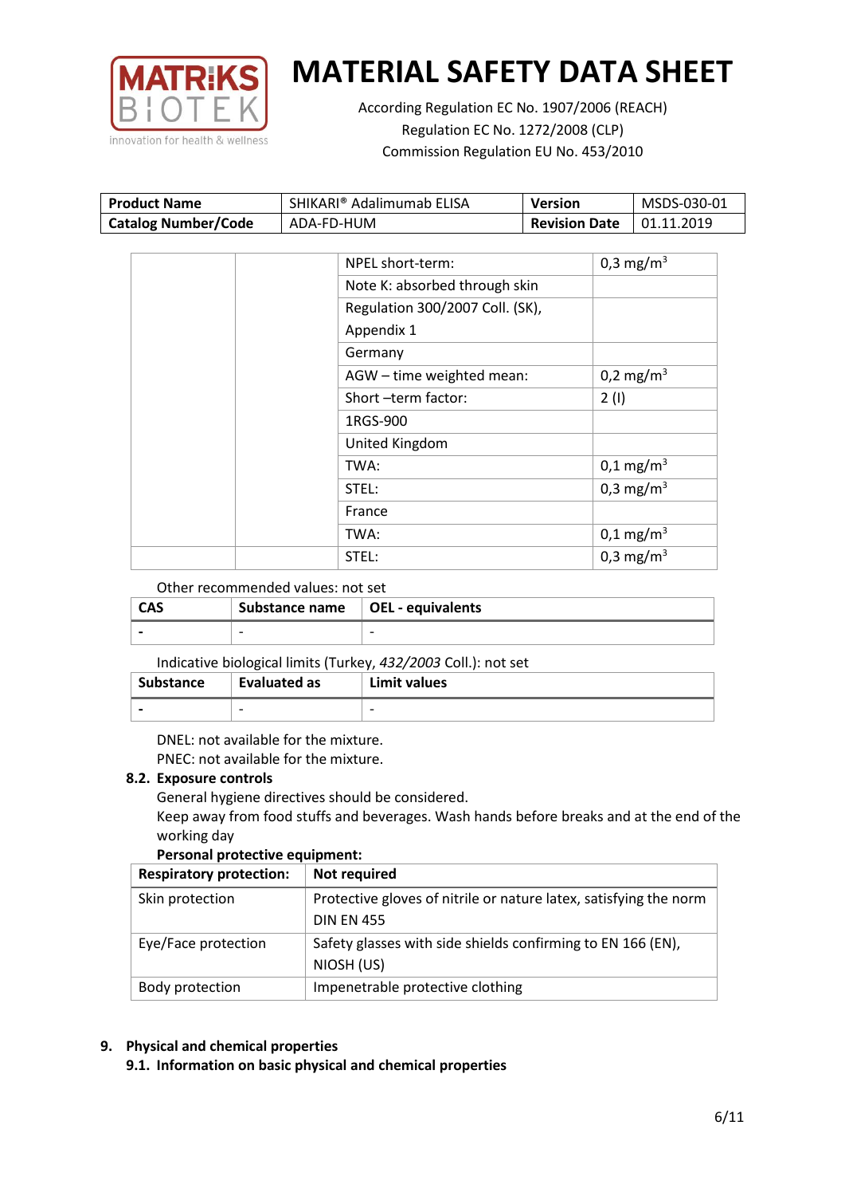| Product Name | SHIKARI® Adalimumab ELISA | Version | MSDS-030-01 |
|---|---|---|---|
| Catalog Number/Code | ADA-FD-HUM | Revision Date | 01.11.2019 |

| | | | |
|---|---|---|---|
| | | NPEL short-term: | 0,3 mg/m$^3$ |
| | | Note K: absorbed through skin | |
| | | Regulation 300/2007 Coll. (SK), Appendix 1 | |
| | | Germany | |
| | | AGW – time weighted mean: | 0,2 mg/m$^3$ |
| | | Short –term factor: | 2 (I) |
| | | 1RGS-900 | |
| | | United Kingdom | |
| | | TWA: | 0,1 mg/m$^3$ |
| | | STEL: | 0,3 mg/m$^3$ |
| | | France | |
| | | TWA: | 0,1 mg/m$^3$ |
| | | STEL: | 0,3 mg/m$^3$ |

Other recommended values: not set

| CAS | Substance name | OEL - equivalents |
|---|---|---|
| - | - | - |

Indicative biological limits (Turkey, *432/2003* Coll.): not set

| Substance | Evaluated as | Limit values |
|---|---|---|
| - | - | - |

DNEL: not available for the mixture.
PNEC: not available for the mixture.

### 8.2. Exposure controls

General hygiene directives should be considered.
Keep away from food stuffs and beverages. Wash hands before breaks and at the end of the working day

**Personal protective equipment:**

| Respiratory protection: | Not required |
|---|---|
| Skin protection | Protective gloves of nitrile or nature latex, satisfying the norm DIN EN 455 |
| Eye/Face protection | Safety glasses with side shields confirming to EN 166 (EN), NIOSH (US) |
| Body protection | Impenetrable protective clothing |

## 9. Physical and chemical properties

### 9.1. Information on basic physical and chemical properties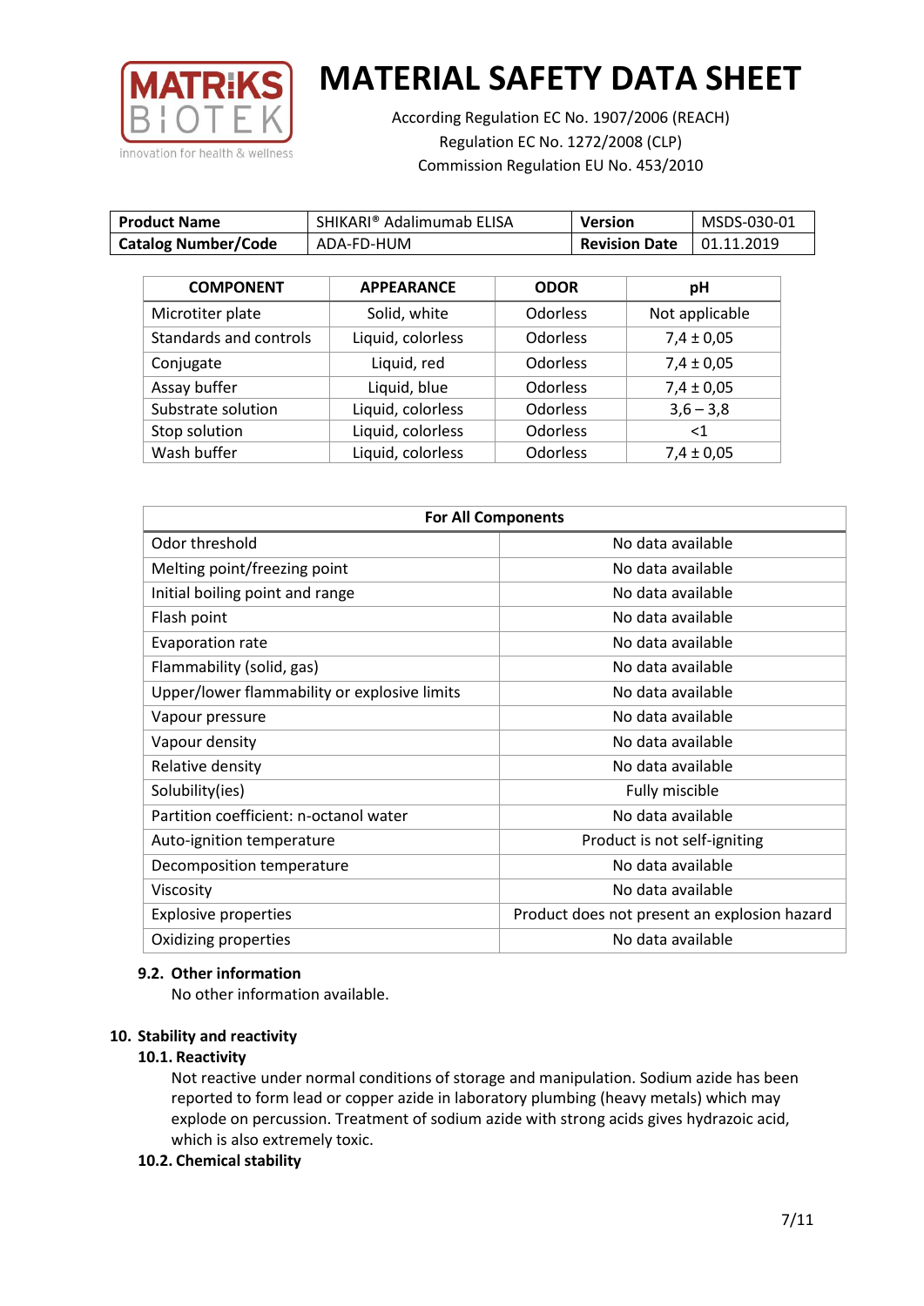| Product Name | SHIKARI® Adalimumab ELISA | Version | MSDS-030-01 |
|---|---|---|---|
| Catalog Number/Code | ADA-FD-HUM | Revision Date | 01.11.2019 |

| COMPONENT | APPEARANCE | ODOR | pH |
|---|---|---|---|
| Microtiter plate | Solid, white | Odorless | Not applicable |
| Standards and controls | Liquid, colorless | Odorless | 7,4 ± 0,05 |
| Conjugate | Liquid, red | Odorless | 7,4 ± 0,05 |
| Assay buffer | Liquid, blue | Odorless | 7,4 ± 0,05 |
| Substrate solution | Liquid, colorless | Odorless | 3,6 – 3,8 |
| Stop solution | Liquid, colorless | Odorless | <1 |
| Wash buffer | Liquid, colorless | Odorless | 7,4 ± 0,05 |

| For All Components | |
|---|---|
| Odor threshold | No data available |
| Melting point/freezing point | No data available |
| Initial boiling point and range | No data available |
| Flash point | No data available |
| Evaporation rate | No data available |
| Flammability (solid, gas) | No data available |
| Upper/lower flammability or explosive limits | No data available |
| Vapour pressure | No data available |
| Vapour density | No data available |
| Relative density | No data available |
| Solubility(ies) | Fully miscible |
| Partition coefficient: n-octanol water | No data available |
| Auto-ignition temperature | Product is not self-igniting |
| Decomposition temperature | No data available |
| Viscosity | No data available |
| Explosive properties | Product does not present an explosion hazard |
| Oxidizing properties | No data available |

### 9.2. Other information

No other information available.

## 10. Stability and reactivity

### 10.1. Reactivity

Not reactive under normal conditions of storage and manipulation. Sodium azide has been reported to form lead or copper azide in laboratory plumbing (heavy metals) which may explode on percussion. Treatment of sodium azide with strong acids gives hydrazoic acid, which is also extremely toxic.

### 10.2. Chemical stability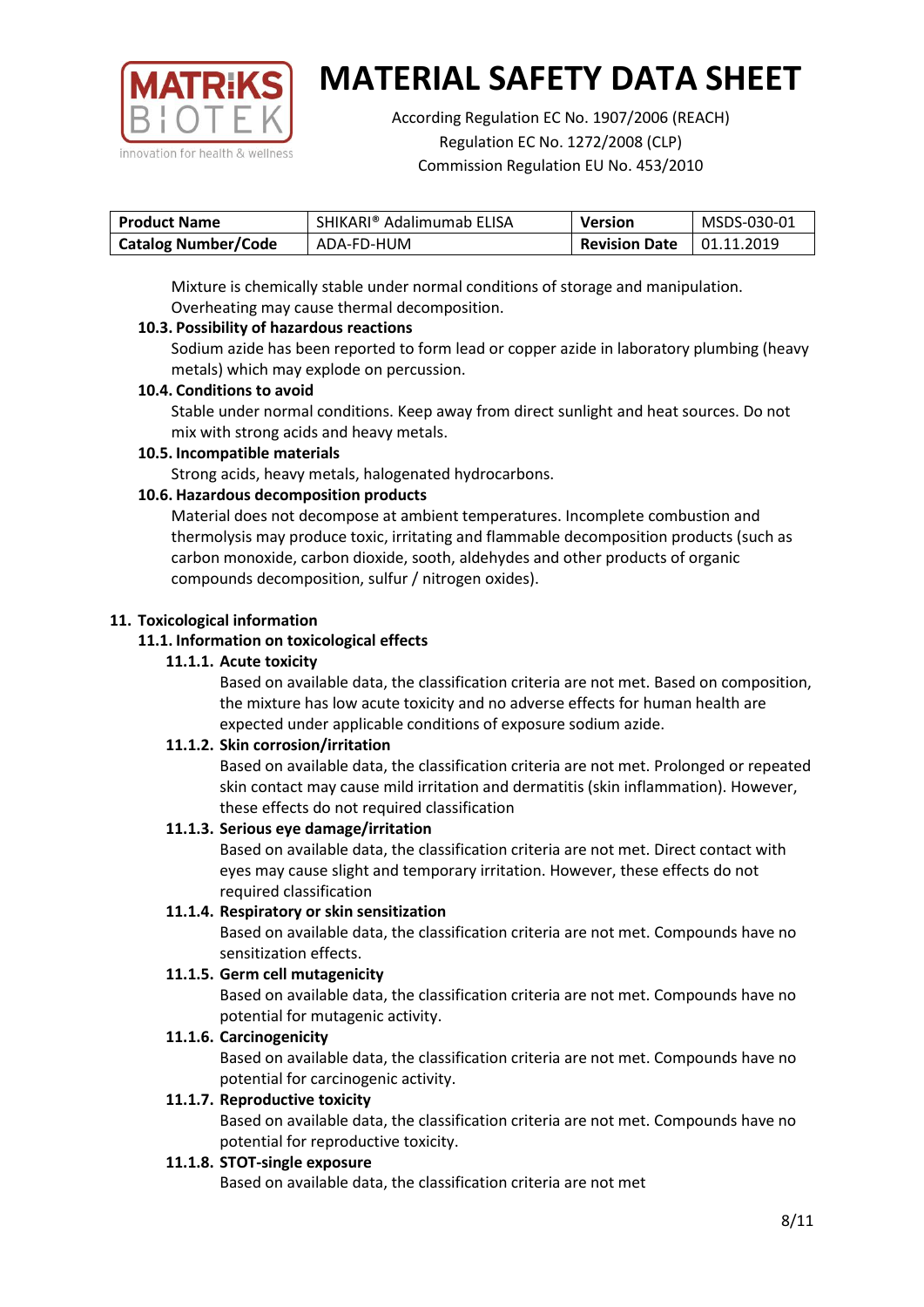Mixture is chemically stable under normal conditions of storage and manipulation. Overheating may cause thermal decomposition.

### 10.3. Possibility of hazardous reactions

Sodium azide has been reported to form lead or copper azide in laboratory plumbing (heavy metals) which may explode on percussion.

### 10.4. Conditions to avoid

Stable under normal conditions. Keep away from direct sunlight and heat sources. Do not mix with strong acids and heavy metals.

### 10.5. Incompatible materials

Strong acids, heavy metals, halogenated hydrocarbons.

### 10.6. Hazardous decomposition products

Material does not decompose at ambient temperatures. Incomplete combustion and thermolysis may produce toxic, irritating and flammable decomposition products (such as carbon monoxide, carbon dioxide, sooth, aldehydes and other products of organic compounds decomposition, sulfur / nitrogen oxides).

## 11. Toxicological information

### 11.1. Information on toxicological effects

#### 11.1.1. Acute toxicity

Based on available data, the classification criteria are not met. Based on composition, the mixture has low acute toxicity and no adverse effects for human health are expected under applicable conditions of exposure sodium azide.

#### 11.1.2. Skin corrosion/irritation

Based on available data, the classification criteria are not met. Prolonged or repeated skin contact may cause mild irritation and dermatitis (skin inflammation). However, these effects do not required classification

#### 11.1.3. Serious eye damage/irritation

Based on available data, the classification criteria are not met. Direct contact with eyes may cause slight and temporary irritation. However, these effects do not required classification

#### 11.1.4. Respiratory or skin sensitization

Based on available data, the classification criteria are not met. Compounds have no sensitization effects.

#### 11.1.5. Germ cell mutagenicity

Based on available data, the classification criteria are not met. Compounds have no potential for mutagenic activity.

#### 11.1.6. Carcinogenicity

Based on available data, the classification criteria are not met. Compounds have no potential for carcinogenic activity.

#### 11.1.7. Reproductive toxicity

Based on available data, the classification criteria are not met. Compounds have no potential for reproductive toxicity.

#### 11.1.8. STOT-single exposure

Based on available data, the classification criteria are not met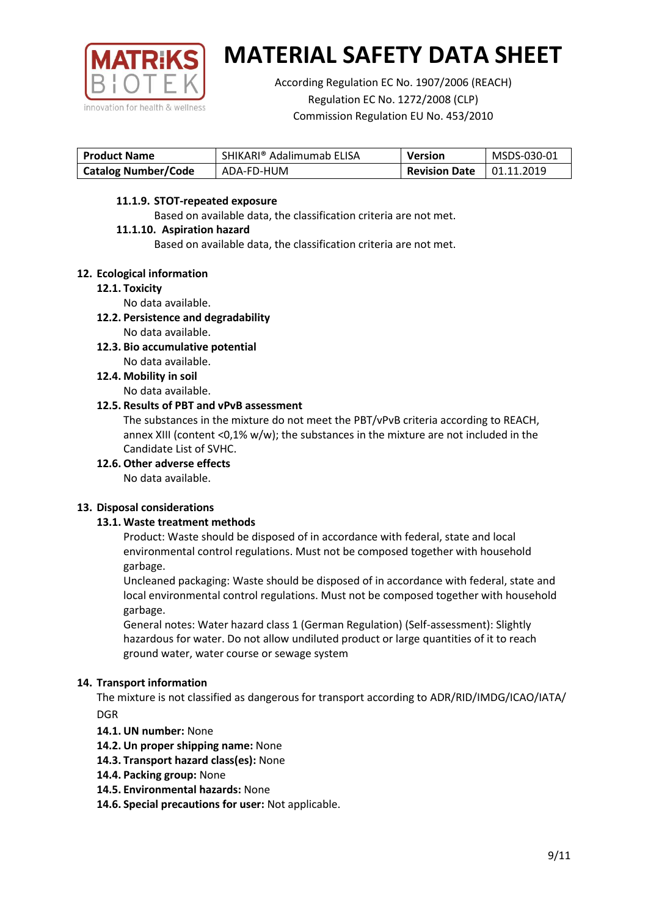#### 11.1.9. STOT-repeated exposure

Based on available data, the classification criteria are not met.

#### 11.1.10. Aspiration hazard

Based on available data, the classification criteria are not met.

## 12. Ecological information

### 12.1. Toxicity

No data available.

### 12.2. Persistence and degradability

No data available.

### 12.3. Bio accumulative potential

No data available.

### 12.4. Mobility in soil

No data available.

### 12.5. Results of PBT and vPvB assessment

The substances in the mixture do not meet the PBT/vPvB criteria according to REACH, annex XIII (content <0,1% w/w); the substances in the mixture are not included in the Candidate List of SVHC.

### 12.6. Other adverse effects

No data available.

## 13. Disposal considerations

### 13.1. Waste treatment methods

Product: Waste should be disposed of in accordance with federal, state and local environmental control regulations. Must not be composed together with household garbage.

Uncleaned packaging: Waste should be disposed of in accordance with federal, state and local environmental control regulations. Must not be composed together with household garbage.

General notes: Water hazard class 1 (German Regulation) (Self-assessment): Slightly hazardous for water. Do not allow undiluted product or large quantities of it to reach ground water, water course or sewage system

## 14. Transport information

The mixture is not classified as dangerous for transport according to ADR/RID/IMDG/ICAO/IATA/DGR

**14.1. UN number:** None

**14.2. Un proper shipping name:** None

**14.3. Transport hazard class(es):** None

**14.4. Packing group:** None

**14.5. Environmental hazards:** None

**14.6. Special precautions for user:** Not applicable.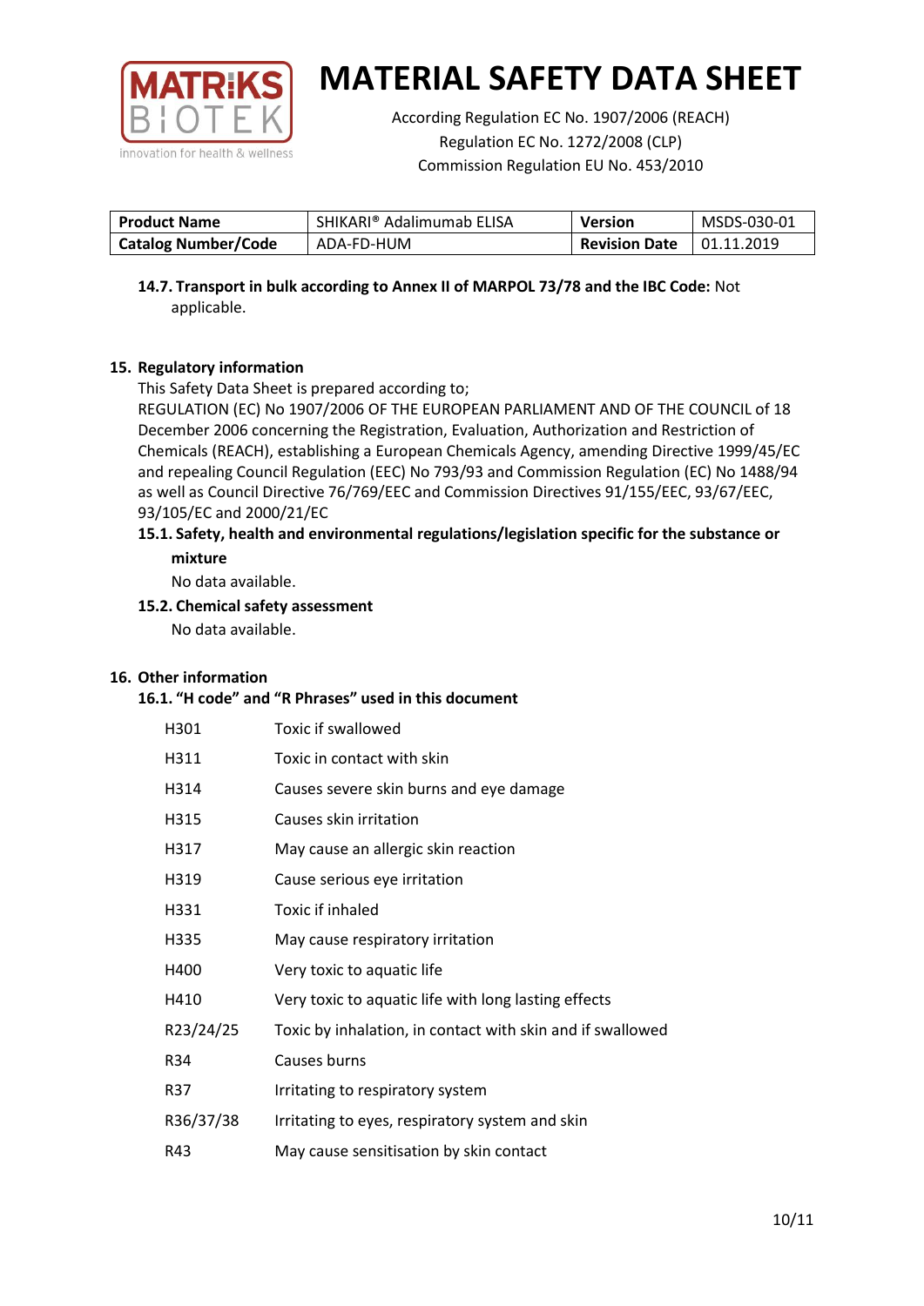| Product Name | SHIKARI® Adalimumab ELISA | Version | MSDS-030-01 |
|---|---|---|---|
| Catalog Number/Code | ADA-FD-HUM | Revision Date | 01.11.2019 |

**14.7. Transport in bulk according to Annex II of MARPOL 73/78 and the IBC Code:** Not applicable.

## 15. Regulatory information

This Safety Data Sheet is prepared according to;
REGULATION (EC) No 1907/2006 OF THE EUROPEAN PARLIAMENT AND OF THE COUNCIL of 18 December 2006 concerning the Registration, Evaluation, Authorization and Restriction of Chemicals (REACH), establishing a European Chemicals Agency, amending Directive 1999/45/EC and repealing Council Regulation (EEC) No 793/93 and Commission Regulation (EC) No 1488/94 as well as Council Directive 76/769/EEC and Commission Directives 91/155/EEC, 93/67/EEC, 93/105/EC and 2000/21/EC

### 15.1. Safety, health and environmental regulations/legislation specific for the substance or mixture

No data available.

### 15.2. Chemical safety assessment

No data available.

## 16. Other information

### 16.1. "H code" and "R Phrases" used in this document

| | |
|---|---|
| H301 | Toxic if swallowed |
| H311 | Toxic in contact with skin |
| H314 | Causes severe skin burns and eye damage |
| H315 | Causes skin irritation |
| H317 | May cause an allergic skin reaction |
| H319 | Cause serious eye irritation |
| H331 | Toxic if inhaled |
| H335 | May cause respiratory irritation |
| H400 | Very toxic to aquatic life |
| H410 | Very toxic to aquatic life with long lasting effects |
| R23/24/25 | Toxic by inhalation, in contact with skin and if swallowed |
| R34 | Causes burns |
| R37 | Irritating to respiratory system |
| R36/37/38 | Irritating to eyes, respiratory system and skin |
| R43 | May cause sensitisation by skin contact |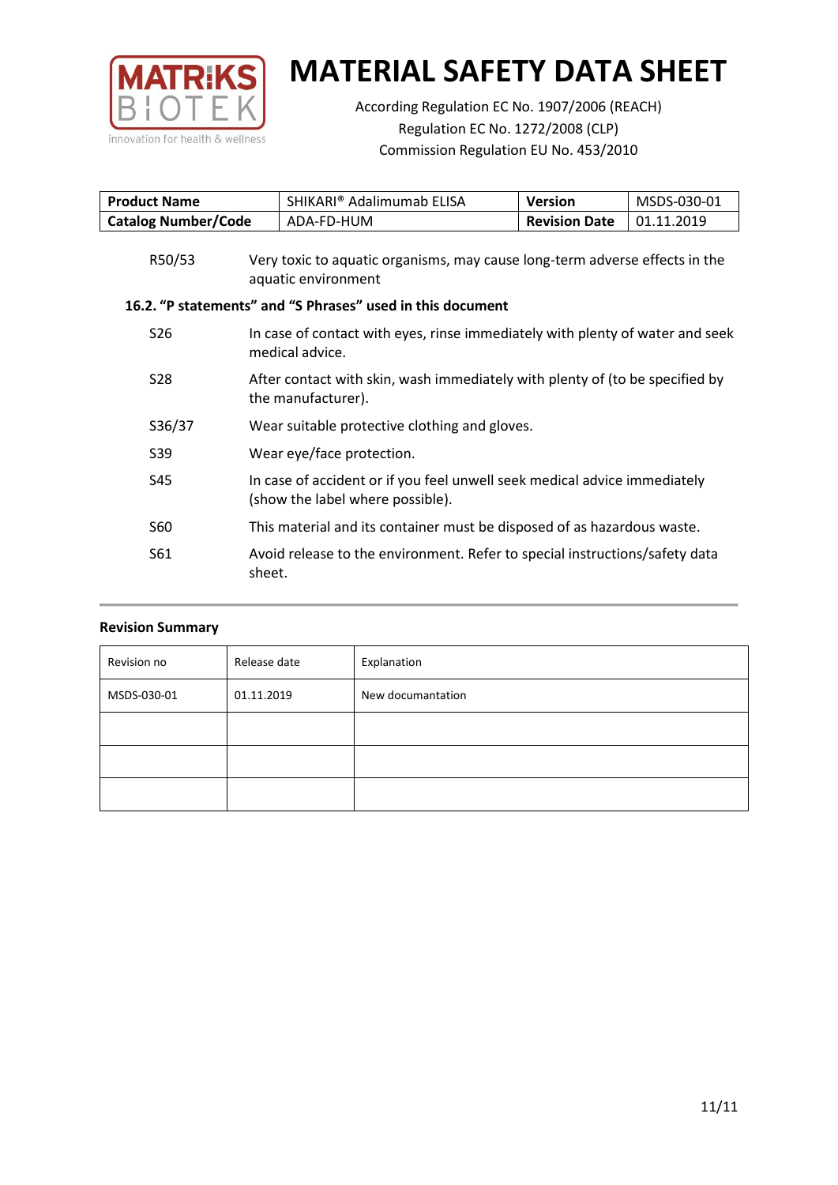| | |
|---|---|
| R50/53 | Very toxic to aquatic organisms, may cause long-term adverse effects in the aquatic environment |

### 16.2. “P statements” and “S Phrases” used in this document

| | |
|---|---|
| S26 | In case of contact with eyes, rinse immediately with plenty of water and seek medical advice. |
| S28 | After contact with skin, wash immediately with plenty of (to be specified by the manufacturer). |
| S36/37 | Wear suitable protective clothing and gloves. |
| S39 | Wear eye/face protection. |
| S45 | In case of accident or if you feel unwell seek medical advice immediately (show the label where possible). |
| S60 | This material and its container must be disposed of as hazardous waste. |
| S61 | Avoid release to the environment. Refer to special instructions/safety data sheet. |

**Revision Summary**

| Revision no | Release date | Explanation |
|---|---|---|
| MSDS-030-01 | 01.11.2019 | New documantation |
| | | |
| | | |
| | | |